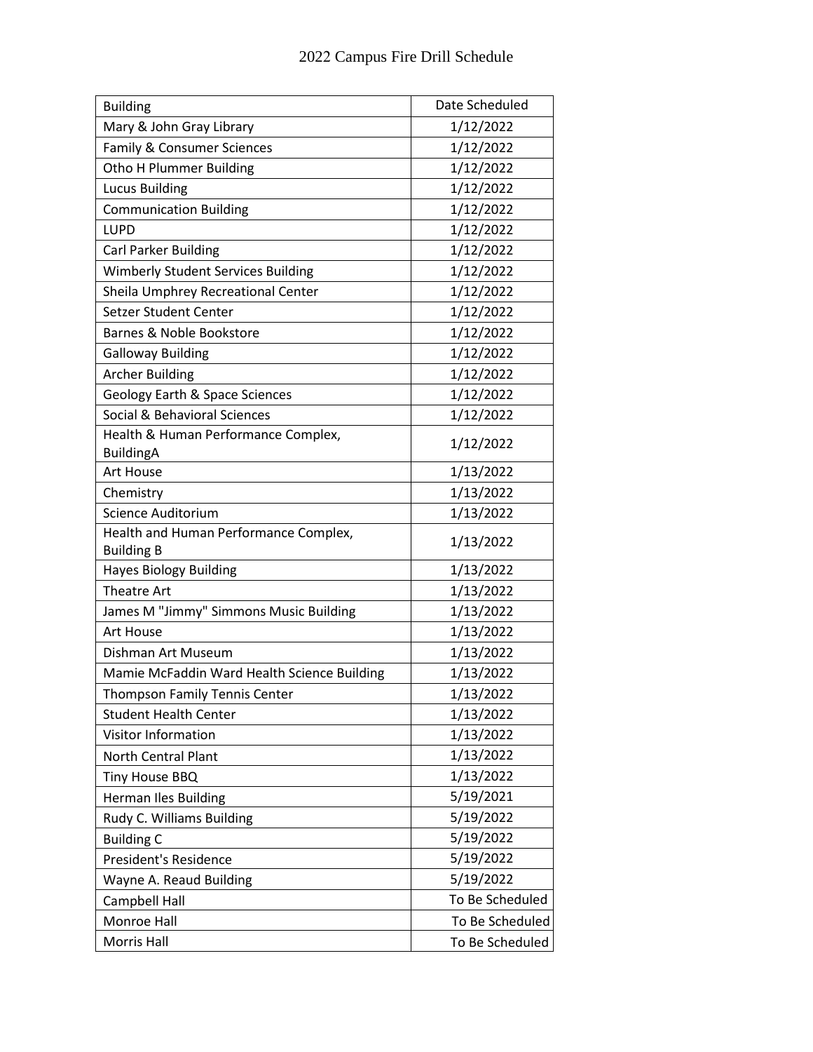# 2022 Campus Fire Drill Schedule

| Building | Date Scheduled |
|---|---|
| Mary & John Gray Library | 1/12/2022 |
| Family & Consumer Sciences | 1/12/2022 |
| Otho H Plummer Building | 1/12/2022 |
| Lucus Building | 1/12/2022 |
| Communication Building | 1/12/2022 |
| LUPD | 1/12/2022 |
| Carl Parker Building | 1/12/2022 |
| Wimberly Student Services Building | 1/12/2022 |
| Sheila Umphrey Recreational Center | 1/12/2022 |
| Setzer Student Center | 1/12/2022 |
| Barnes & Noble Bookstore | 1/12/2022 |
| Galloway Building | 1/12/2022 |
| Archer Building | 1/12/2022 |
| Geology Earth & Space Sciences | 1/12/2022 |
| Social & Behavioral Sciences | 1/12/2022 |
| Health & Human Performance Complex, BuildingA | 1/12/2022 |
| Art House | 1/13/2022 |
| Chemistry | 1/13/2022 |
| Science Auditorium | 1/13/2022 |
| Health and Human Performance Complex, Building B | 1/13/2022 |
| Hayes Biology Building | 1/13/2022 |
| Theatre Art | 1/13/2022 |
| James M "Jimmy" Simmons Music Building | 1/13/2022 |
| Art House | 1/13/2022 |
| Dishman Art Museum | 1/13/2022 |
| Mamie McFaddin Ward Health Science Building | 1/13/2022 |
| Thompson Family Tennis Center | 1/13/2022 |
| Student Health Center | 1/13/2022 |
| Visitor Information | 1/13/2022 |
| North Central Plant | 1/13/2022 |
| Tiny House BBQ | 1/13/2022 |
| Herman Iles Building | 5/19/2021 |
| Rudy C. Williams Building | 5/19/2022 |
| Building C | 5/19/2022 |
| President's Residence | 5/19/2022 |
| Wayne A. Reaud Building | 5/19/2022 |
| Campbell Hall | To Be Scheduled |
| Monroe Hall | To Be Scheduled |
| Morris Hall | To Be Scheduled |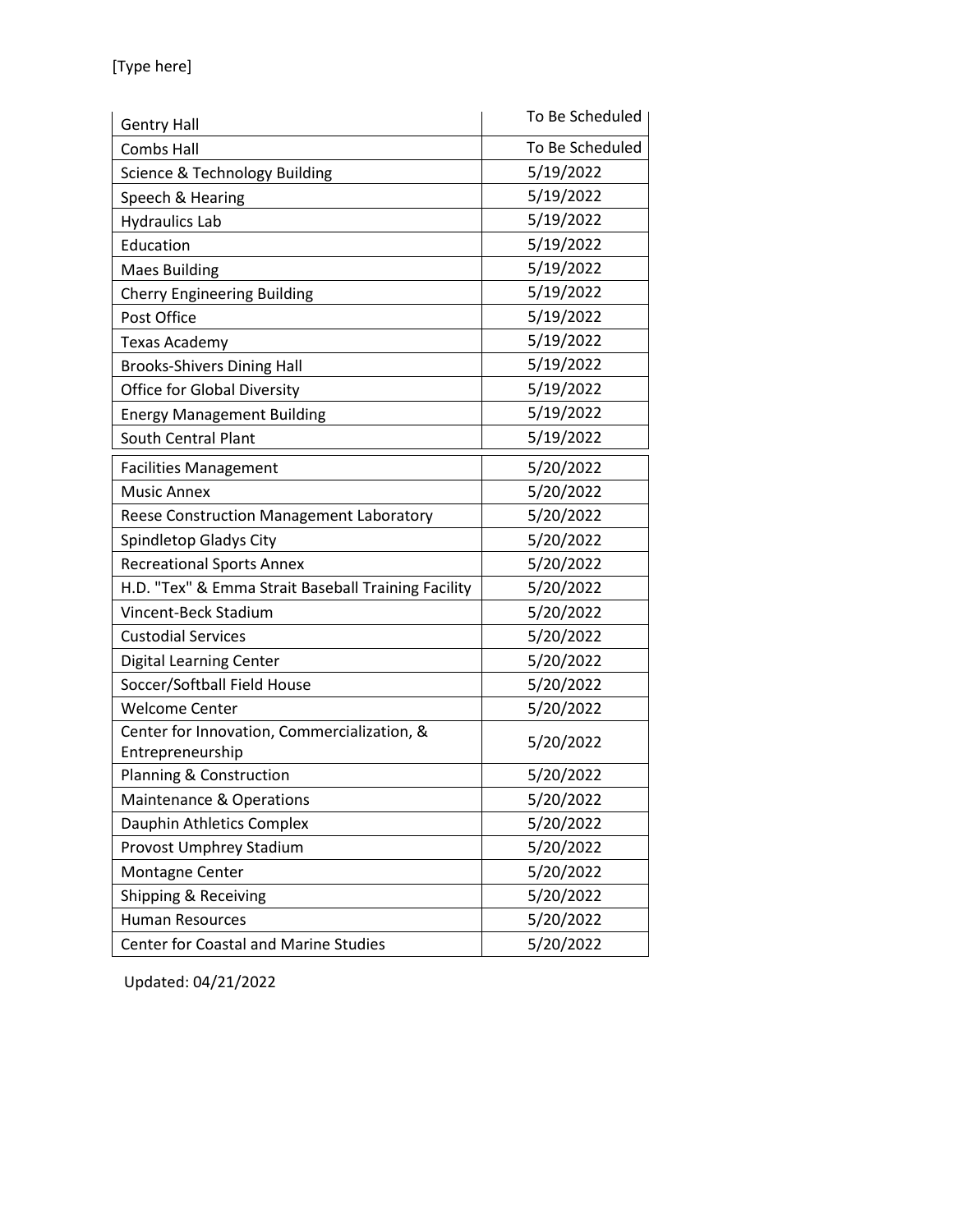[Type here]

| | |
|---|---|
| Gentry Hall | To Be Scheduled |
| Combs Hall | To Be Scheduled |
| Science & Technology Building | 5/19/2022 |
| Speech & Hearing | 5/19/2022 |
| Hydraulics Lab | 5/19/2022 |
| Education | 5/19/2022 |
| Maes Building | 5/19/2022 |
| Cherry Engineering Building | 5/19/2022 |
| Post Office | 5/19/2022 |
| Texas Academy | 5/19/2022 |
| Brooks-Shivers Dining Hall | 5/19/2022 |
| Office for Global Diversity | 5/19/2022 |
| Energy Management Building | 5/19/2022 |
| South Central Plant | 5/19/2022 |
| Facilities Management | 5/20/2022 |
| Music Annex | 5/20/2022 |
| Reese Construction Management Laboratory | 5/20/2022 |
| Spindletop Gladys City | 5/20/2022 |
| Recreational Sports Annex | 5/20/2022 |
| H.D. "Tex" & Emma Strait Baseball Training Facility | 5/20/2022 |
| Vincent-Beck Stadium | 5/20/2022 |
| Custodial Services | 5/20/2022 |
| Digital Learning Center | 5/20/2022 |
| Soccer/Softball Field House | 5/20/2022 |
| Welcome Center | 5/20/2022 |
| Center for Innovation, Commercialization, & Entrepreneurship | 5/20/2022 |
| Planning & Construction | 5/20/2022 |
| Maintenance & Operations | 5/20/2022 |
| Dauphin Athletics Complex | 5/20/2022 |
| Provost Umphrey Stadium | 5/20/2022 |
| Montagne Center | 5/20/2022 |
| Shipping & Receiving | 5/20/2022 |
| Human Resources | 5/20/2022 |
| Center for Coastal and Marine Studies | 5/20/2022 |

Updated: 04/21/2022